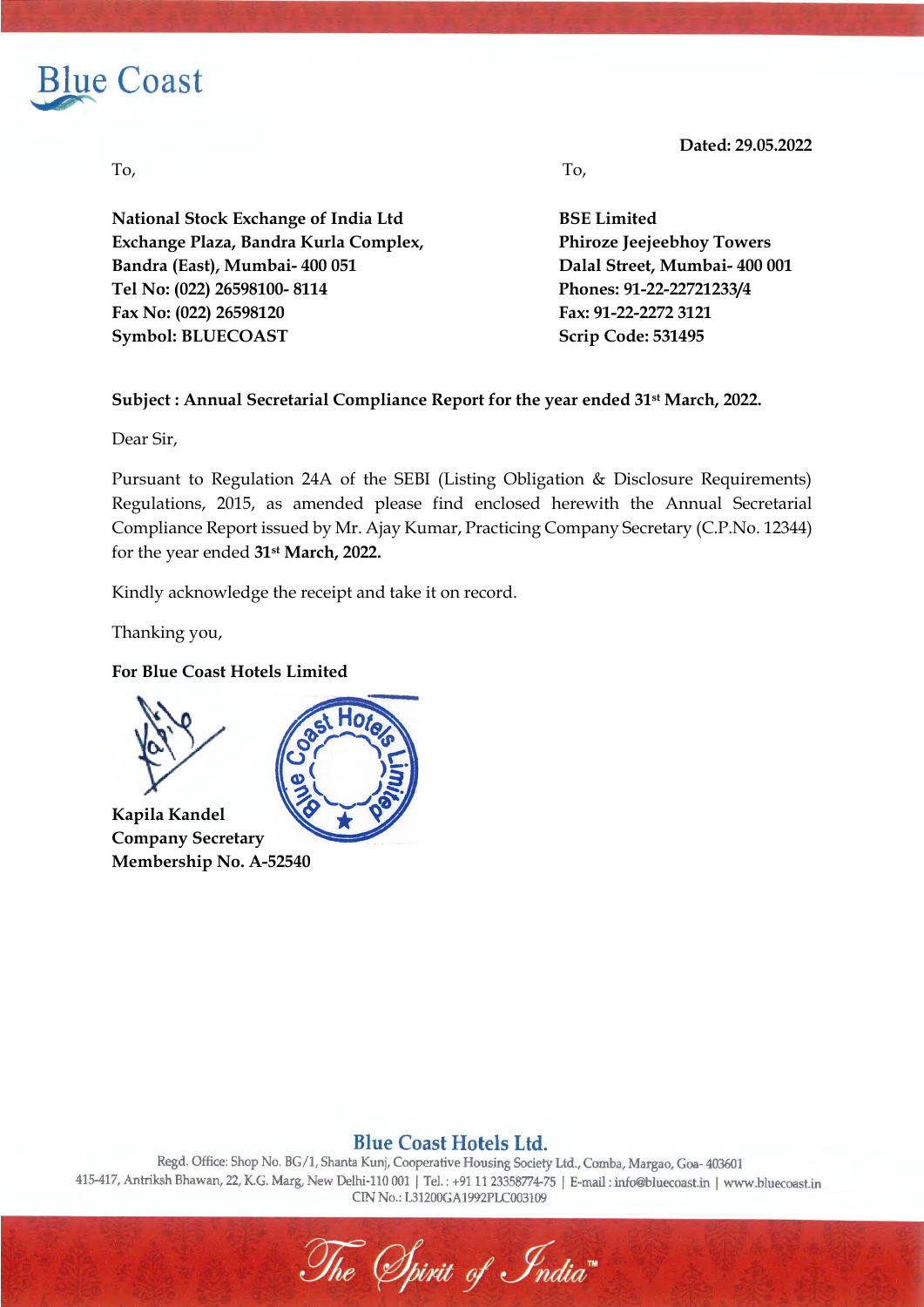Blue Coast

**Dated: 29.05.2022**

To,

**National Stock Exchange of India Ltd**
**Exchange Plaza, Bandra Kurla Complex,**
**Bandra (East), Mumbai- 400 051**
**Tel No: (022) 26598100- 8114**
**Fax No: (022) 26598120**
**Symbol: BLUECOAST**

To,

**BSE Limited**
**Phiroze Jeejeebhoy Towers**
**Dalal Street, Mumbai- 400 001**
**Phones: 91-22-22721233/4**
**Fax: 91-22-2272 3121**
**Scrip Code: 531495**

**Subject : Annual Secretarial Compliance Report for the year ended 31st March, 2022.**

Dear Sir,

Pursuant to Regulation 24A of the SEBI (Listing Obligation & Disclosure Requirements) Regulations, 2015, as amended please find enclosed herewith the Annual Secretarial Compliance Report issued by Mr. Ajay Kumar, Practicing Company Secretary (C.P.No. 12344) for the year ended **31st March, 2022.**

Kindly acknowledge the receipt and take it on record.

Thanking you,

**For Blue Coast Hotels Limited**

**Kapila Kandel**
**Company Secretary**
**Membership No. A-52540**

**Blue Coast Hotels Ltd.**
Regd. Office: Shop No. BG/1, Shanta Kunj, Cooperative Housing Society Ltd., Comba, Margao, Goa- 403601
415-417, Antriksh Bhawan, 22, K.G. Marg, New Delhi-110 001 | Tel. : +91 11 23358774-75 | E-mail : info@bluecoast.in | www.bluecoast.in
CIN No.: L31200GA1992PLC003109

The Spirit of India™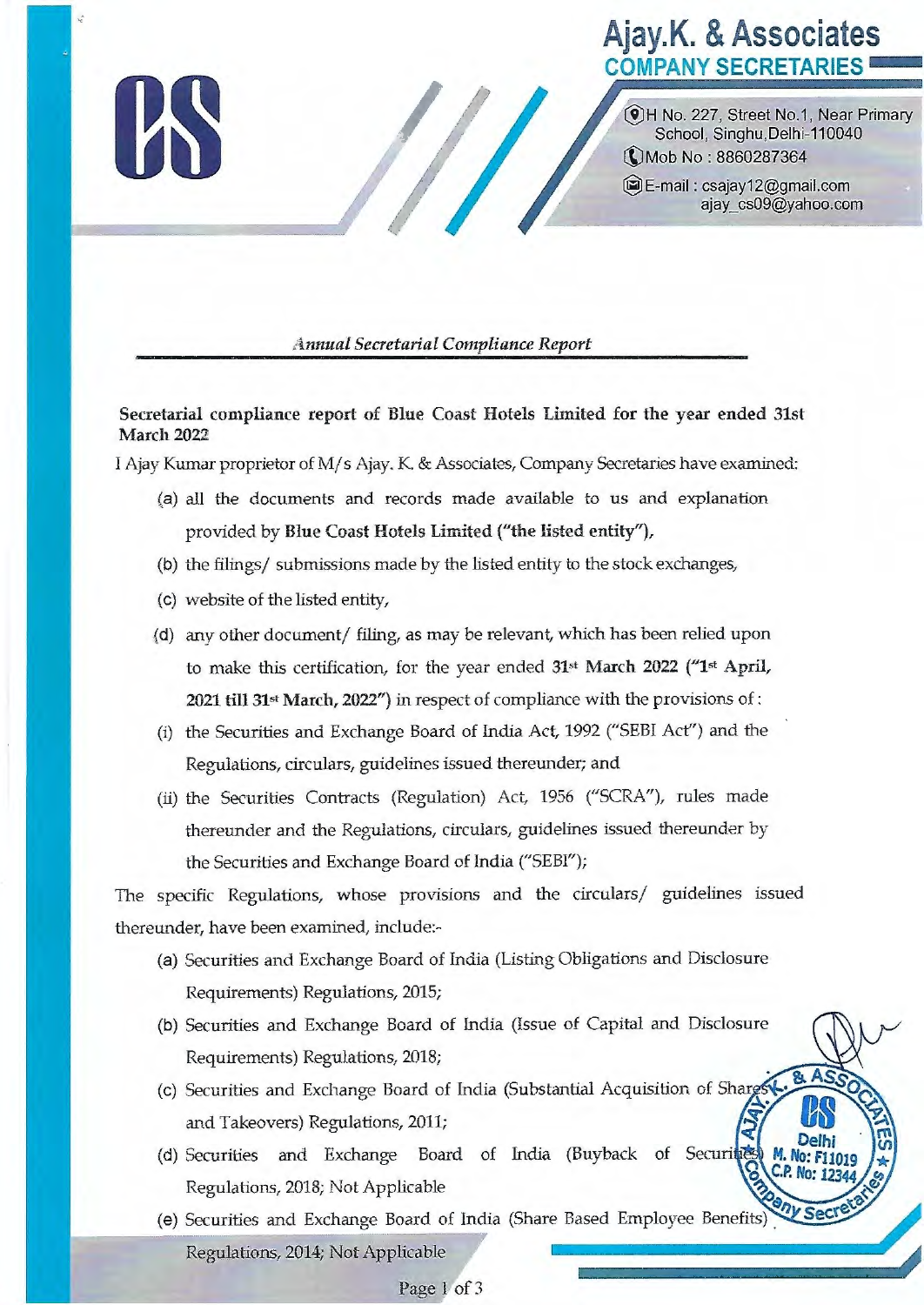Ajay.K. & Associates
COMPANY SECRETARIES

H No. 227, Street No.1, Near Primary School, Singhu,Delhi-110040
Mob No : 8860287364
E-mail : csajay12@gmail.com
ajay_cs09@yahoo.com

## *Annual Secretarial Compliance Report*

**Secretarial compliance report of Blue Coast Hotels Limited for the year ended 31st March 2022**

I Ajay Kumar proprietor of M/s Ajay. K. & Associates, Company Secretaries have examined:

(a) all the documents and records made available to us and explanation provided by **Blue Coast Hotels Limited ("the listed entity"),**

(b) the filings/ submissions made by the listed entity to the stock exchanges,

(c) website of the listed entity,

(d) any other document/ filing, as may be relevant, which has been relied upon to make this certification, for the year ended **31st March 2022 ("1st April, 2021 till 31st March, 2022")** in respect of compliance with the provisions of :

(i) the Securities and Exchange Board of India Act, 1992 ("SEBI Act") and the Regulations, circulars, guidelines issued thereunder; and

(ii) the Securities Contracts (Regulation) Act, 1956 ("SCRA"), rules made thereunder and the Regulations, circulars, guidelines issued thereunder by the Securities and Exchange Board of India ("SEBI");

The specific Regulations, whose provisions and the circulars/ guidelines issued thereunder, have been examined, include:-

(a) Securities and Exchange Board of India (Listing Obligations and Disclosure Requirements) Regulations, 2015;

(b) Securities and Exchange Board of India (Issue of Capital and Disclosure Requirements) Regulations, 2018;

(c) Securities and Exchange Board of India (Substantial Acquisition of Shares and Takeovers) Regulations, 2011;

(d) Securities and Exchange Board of India (Buyback of Securities) Regulations, 2018; Not Applicable

(e) Securities and Exchange Board of India (Share Based Employee Benefits) Regulations, 2014; Not Applicable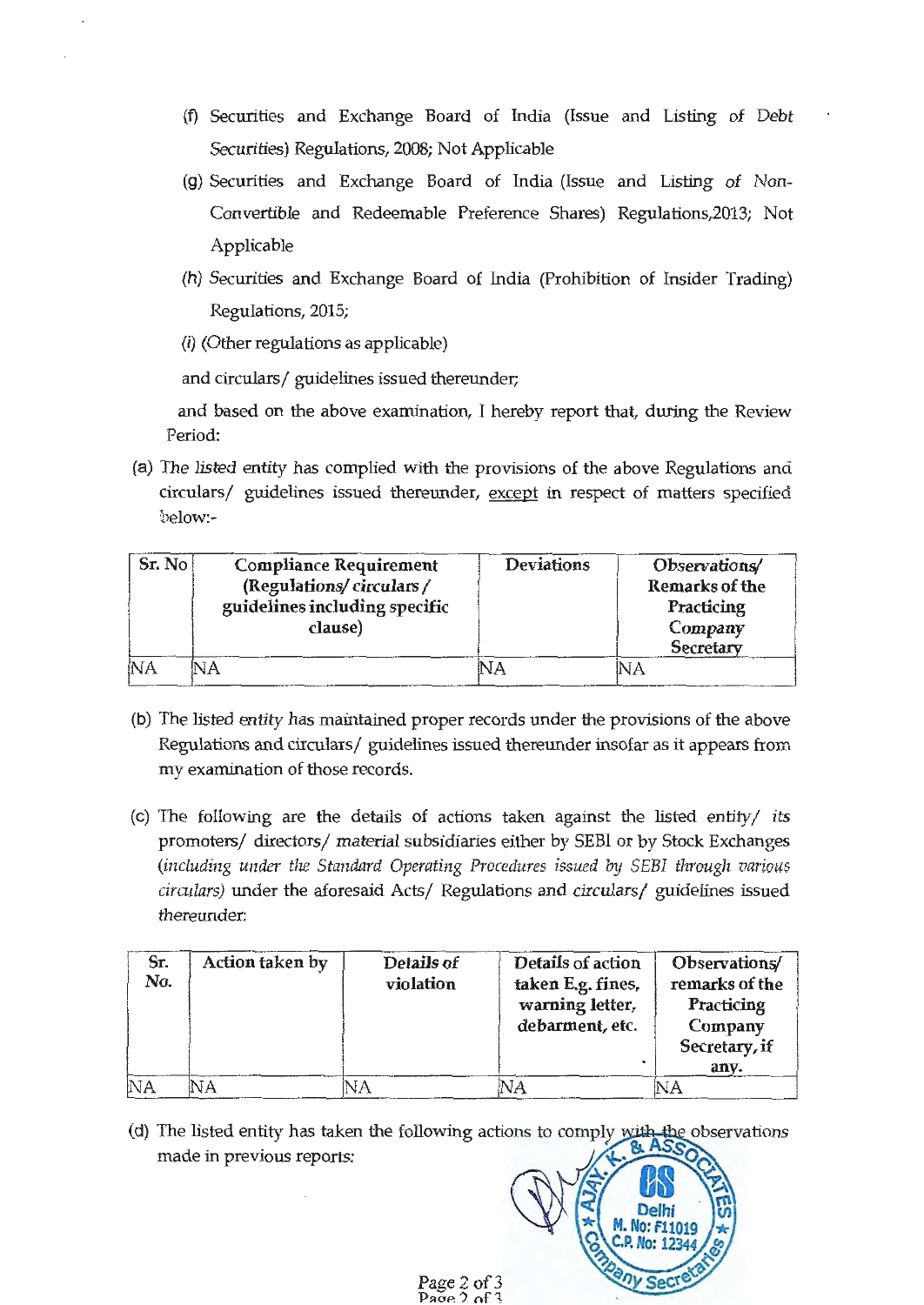(f) Securities and Exchange Board of India (Issue and Listing of Debt Securities) Regulations, 2008; Not Applicable

(g) Securities and Exchange Board of India (Issue and Listing of Non-Convertible and Redeemable Preference Shares) Regulations,2013; Not Applicable

(h) Securities and Exchange Board of India (Prohibition of Insider Trading) Regulations, 2015;

(i) (Other regulations as applicable)

and circulars/ guidelines issued thereunder;

and based on the above examination, I hereby report that, during the Review Period:

(a) The listed entity has complied with the provisions of the above Regulations and circulars/ guidelines issued thereunder, except in respect of matters specified below:-

| Sr. No | Compliance Requirement (Regulations/ circulars / guidelines including specific clause) | Deviations | Observations/ Remarks of the Practicing Company Secretary |
|---|---|---|---|
| NA | NA | NA | NA |

(b) The listed entity has maintained proper records under the provisions of the above Regulations and circulars/ guidelines issued thereunder insofar as it appears from my examination of those records.

(c) The following are the details of actions taken against the listed entity/ its promoters/ directors/ material subsidiaries either by SEBI or by Stock Exchanges *(including under the Standard Operating Procedures issued by SEBI through various circulars)* under the aforesaid Acts/ Regulations and circulars/ guidelines issued thereunder:

| Sr. No. | Action taken by | Details of violation | Details of action taken E.g. fines, warning letter, debarment, etc. | Observations/ remarks of the Practicing Company Secretary, if any. |
|---|---|---|---|---|
| NA | NA | NA | NA | NA |

(d) The listed entity has taken the following actions to comply with the observations made in previous reports:

AJAY K. & ASSOCIATES Company Secretaries Delhi M. No: F11019 C.P. No: 12344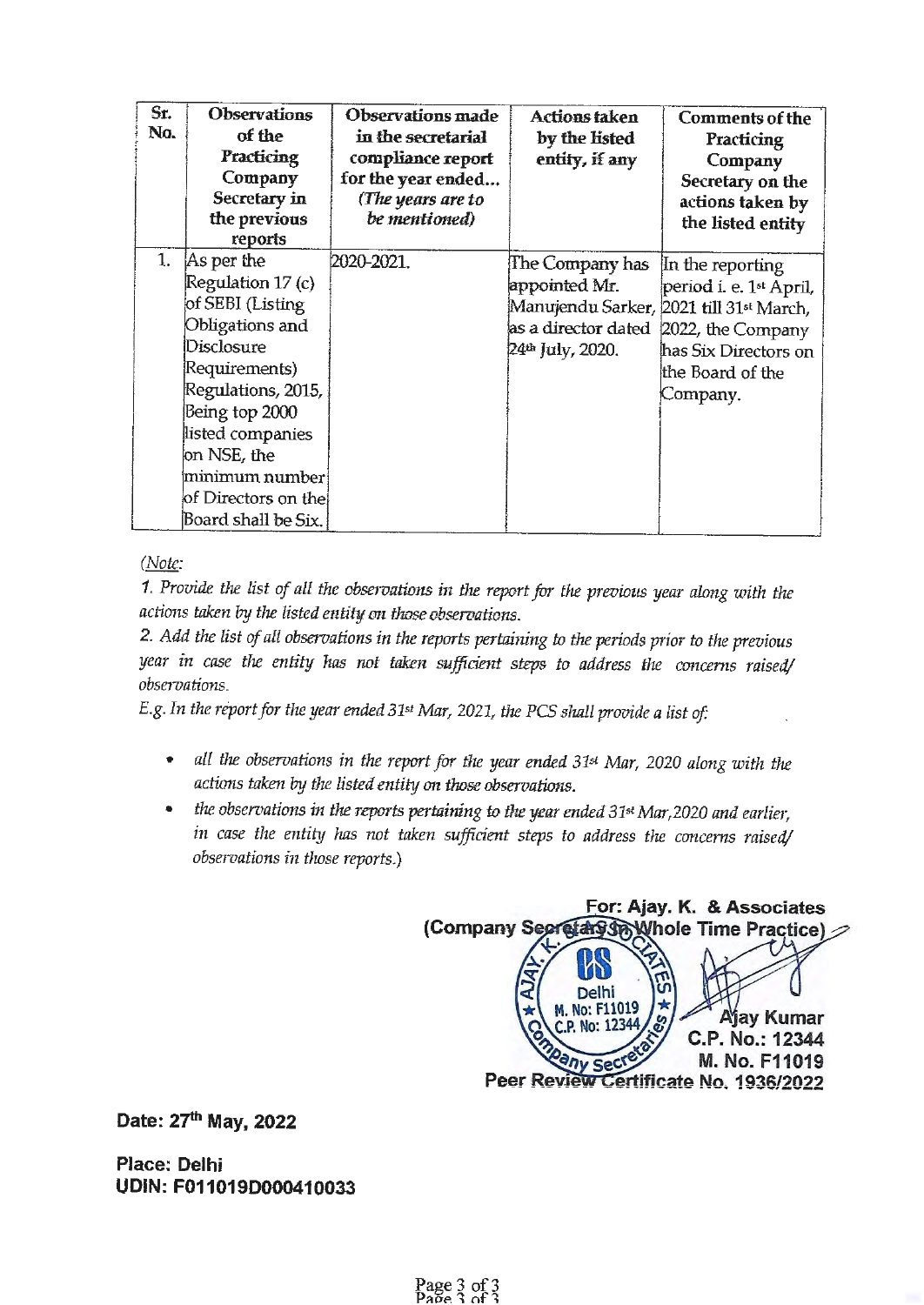| Sr. No. | Observations of the Practicing Company Secretary in the previous reports | Observations made in the secretarial compliance report for the year ended... (*The years are to be mentioned*) | Actions taken by the listed entity, if any | Comments of the Practicing Company Secretary on the actions taken by the listed entity |
|---|---|---|---|---|
| 1. | As per the Regulation 17 (c) of SEBI (Listing Obligations and Disclosure Requirements) Regulations, 2015, Being top 2000 listed companies on NSE, the minimum number of Directors on the Board shall be Six. | 2020-2021. | The Company has appointed Mr. Manujendu Sarker, as a director dated 24th July, 2020. | In the reporting period i. e. 1st April, 2021 till 31st March, 2022, the Company has Six Directors on the Board of the Company. |

(*Note:*

*1. Provide the list of all the observations in the report for the previous year along with the actions taken by the listed entity on those observations.*

*2. Add the list of all observations in the reports pertaining to the periods prior to the previous year in case the entity has not taken sufficient steps to address the concerns raised/ observations.*

*E.g. In the report for the year ended 31st Mar, 2021, the PCS shall provide a list of:*

- *all the observations in the report for the year ended 31st Mar, 2020 along with the actions taken by the listed entity on those observations.*
- *the observations in the reports pertaining to the year ended 31st Mar,2020 and earlier, in case the entity has not taken sufficient steps to address the concerns raised/ observations in those reports.*)

**For: Ajay. K. & Associates**
**(Company Secretary in Whole Time Practice)**

**Ajay Kumar**
**C.P. No.: 12344**
**M. No. F11019**
**Peer Review Certificate No. 1936/2022**

**Date: 27th May, 2022**

**Place: Delhi**
**UDIN: F011019D000410033**